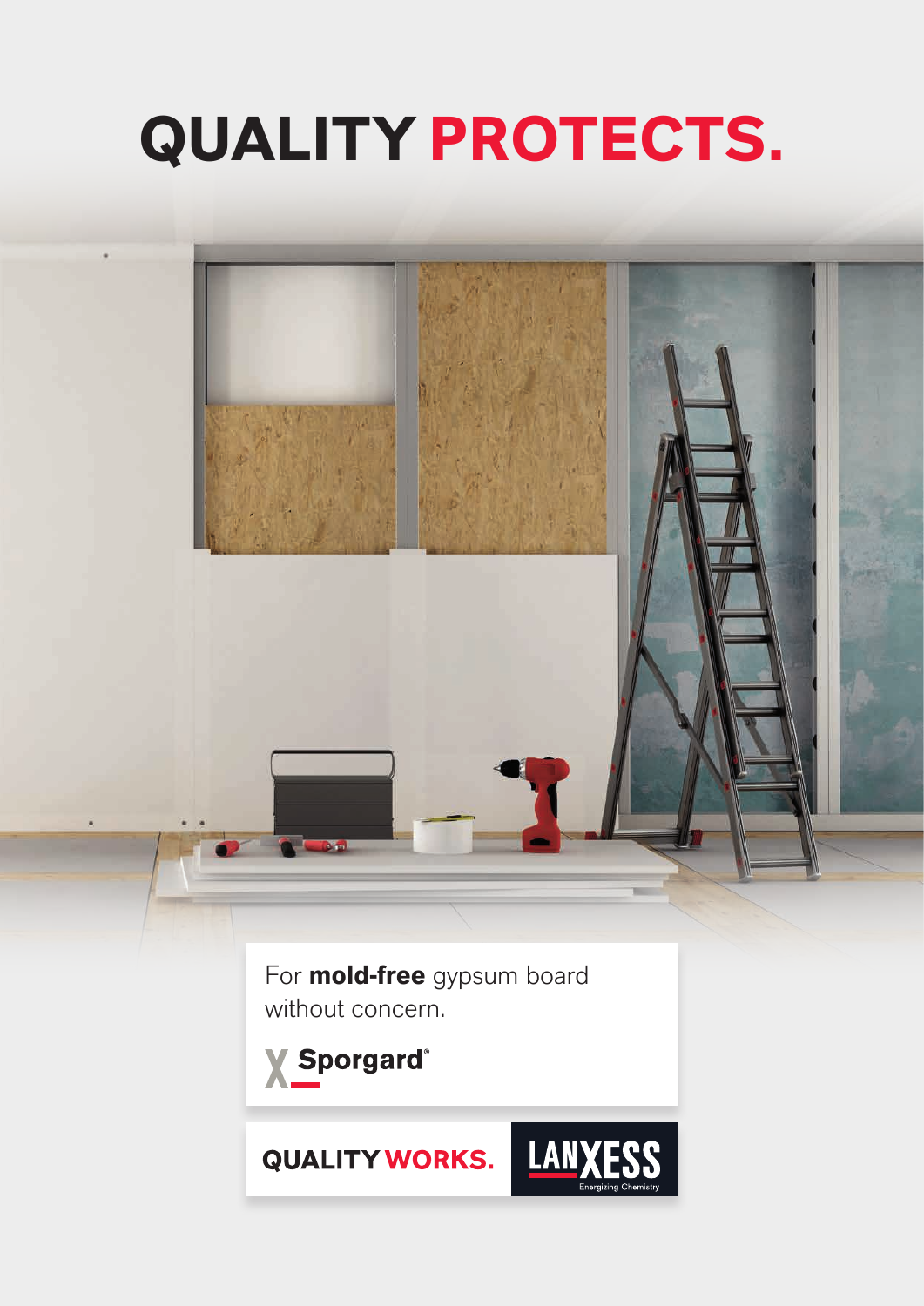# QUALITY PROTECTS.

For **mold-free** gypsum board without concern.

Sporgard®

QUALITY WORKS.

LANXESS

Energizing Chemistry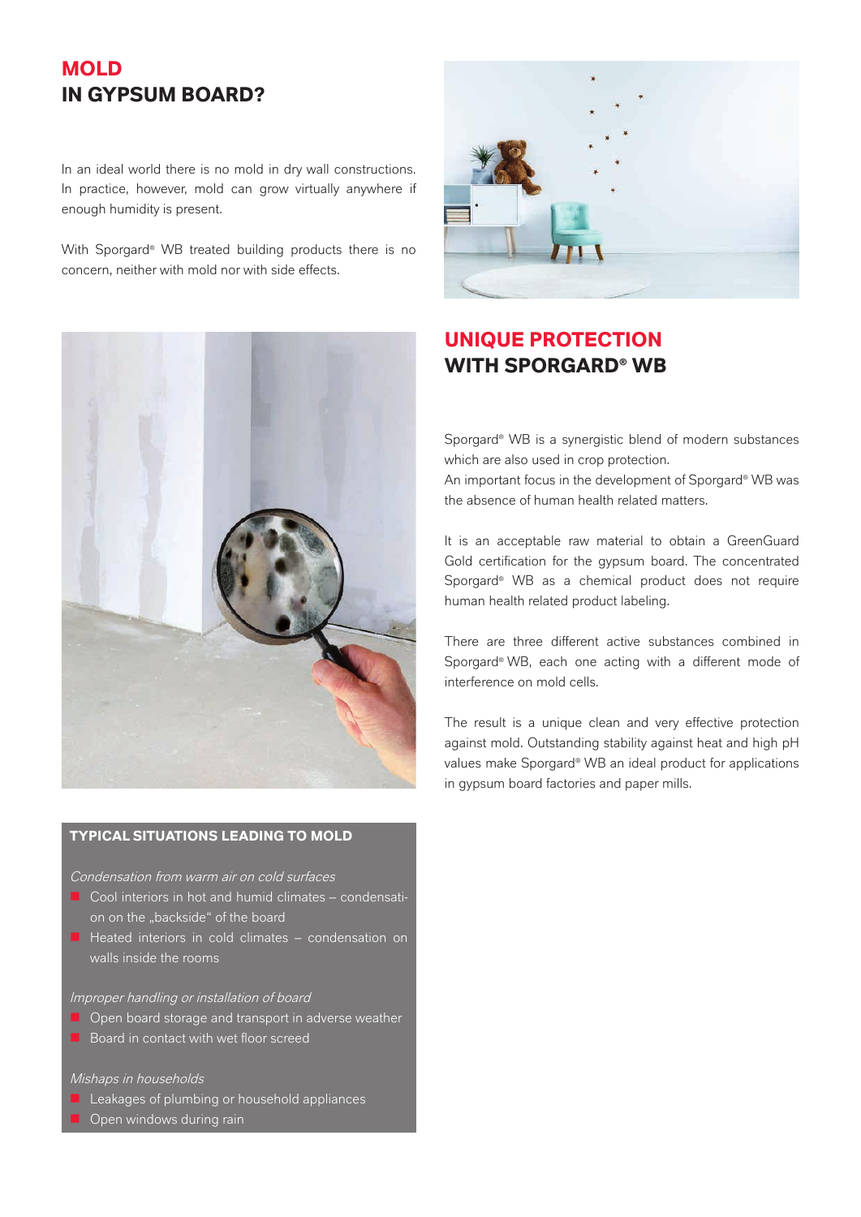## MOLD
## IN GYPSUM BOARD?

In an ideal world there is no mold in dry wall constructions. In practice, however, mold can grow virtually anywhere if enough humidity is present.

With Sporgard® WB treated building products there is no concern, neither with mold nor with side effects.

### TYPICAL SITUATIONS LEADING TO MOLD

*Condensation from warm air on cold surfaces*

- Cool interiors in hot and humid climates – condensation on the „backside" of the board
- Heated interiors in cold climates – condensation on walls inside the rooms

*Improper handling or installation of board*

- Open board storage and transport in adverse weather
- Board in contact with wet floor screed

*Mishaps in households*

- Leakages of plumbing or household appliances
- Open windows during rain

## UNIQUE PROTECTION
## WITH SPORGARD® WB

Sporgard® WB is a synergistic blend of modern substances which are also used in crop protection.
An important focus in the development of Sporgard® WB was the absence of human health related matters.

It is an acceptable raw material to obtain a GreenGuard Gold certification for the gypsum board. The concentrated Sporgard® WB as a chemical product does not require human health related product labeling.

There are three different active substances combined in Sporgard® WB, each one acting with a different mode of interference on mold cells.

The result is a unique clean and very effective protection against mold. Outstanding stability against heat and high pH values make Sporgard® WB an ideal product for applications in gypsum board factories and paper mills.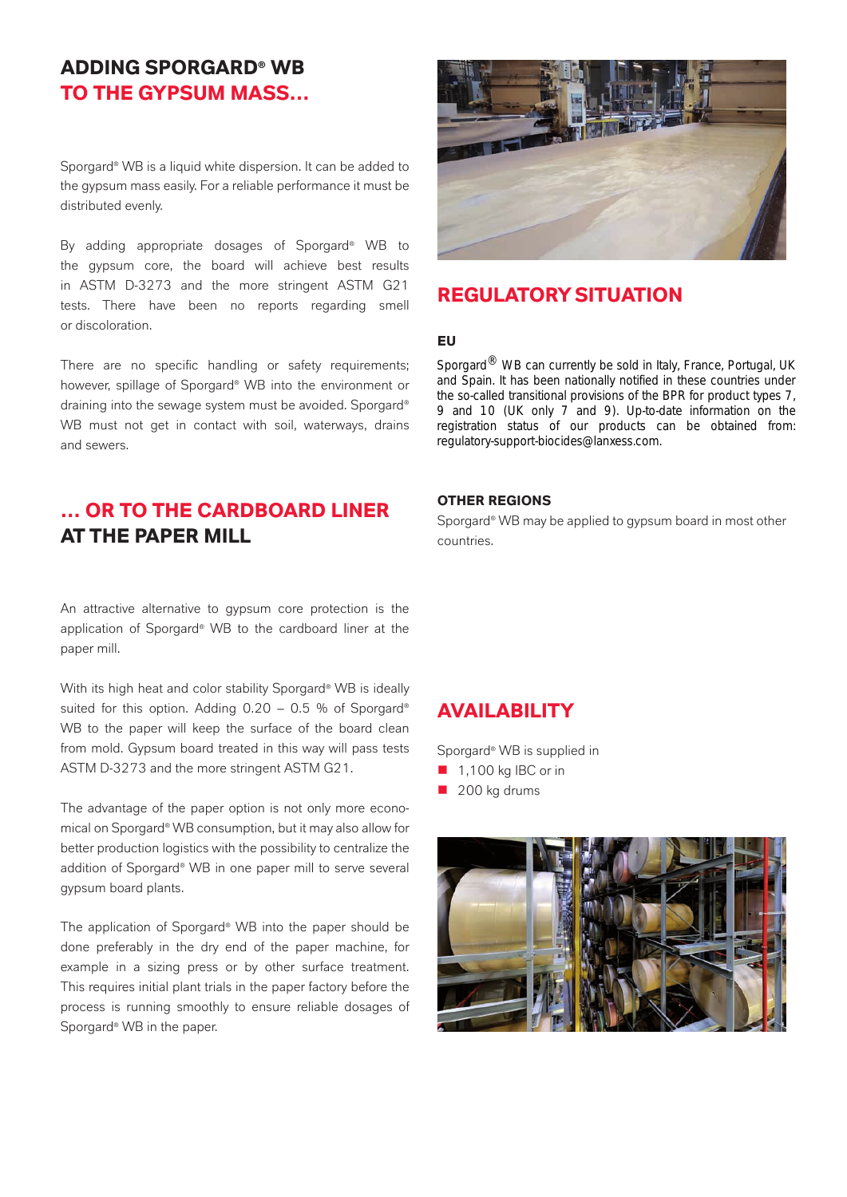## ADDING SPORGARD® WB TO THE GYPSUM MASS…

Sporgard® WB is a liquid white dispersion. It can be added to the gypsum mass easily. For a reliable performance it must be distributed evenly.

By adding appropriate dosages of Sporgard® WB to the gypsum core, the board will achieve best results in ASTM D-3273 and the more stringent ASTM G21 tests. There have been no reports regarding smell or discoloration.

There are no specific handling or safety requirements; however, spillage of Sporgard® WB into the environment or draining into the sewage system must be avoided. Sporgard® WB must not get in contact with soil, waterways, drains and sewers.

## … OR TO THE CARDBOARD LINER AT THE PAPER MILL

An attractive alternative to gypsum core protection is the application of Sporgard® WB to the cardboard liner at the paper mill.

With its high heat and color stability Sporgard® WB is ideally suited for this option. Adding 0.20 – 0.5 % of Sporgard® WB to the paper will keep the surface of the board clean from mold. Gypsum board treated in this way will pass tests ASTM D-3273 and the more stringent ASTM G21.

The advantage of the paper option is not only more economical on Sporgard® WB consumption, but it may also allow for better production logistics with the possibility to centralize the addition of Sporgard® WB in one paper mill to serve several gypsum board plants.

The application of Sporgard® WB into the paper should be done preferably in the dry end of the paper machine, for example in a sizing press or by other surface treatment. This requires initial plant trials in the paper factory before the process is running smoothly to ensure reliable dosages of Sporgard® WB in the paper.

## REGULATORY SITUATION

### EU

Sporgard® WB can currently be sold in Italy, France, Portugal, UK and Spain. It has been nationally notified in these countries under the so-called transitional provisions of the BPR for product types 7, 9 and 10 (UK only 7 and 9). Up-to-date information on the registration status of our products can be obtained from: regulatory-support-biocides@lanxess.com.

### OTHER REGIONS

Sporgard® WB may be applied to gypsum board in most other countries.

## AVAILABILITY

Sporgard® WB is supplied in

- 1,100 kg IBC or in
- 200 kg drums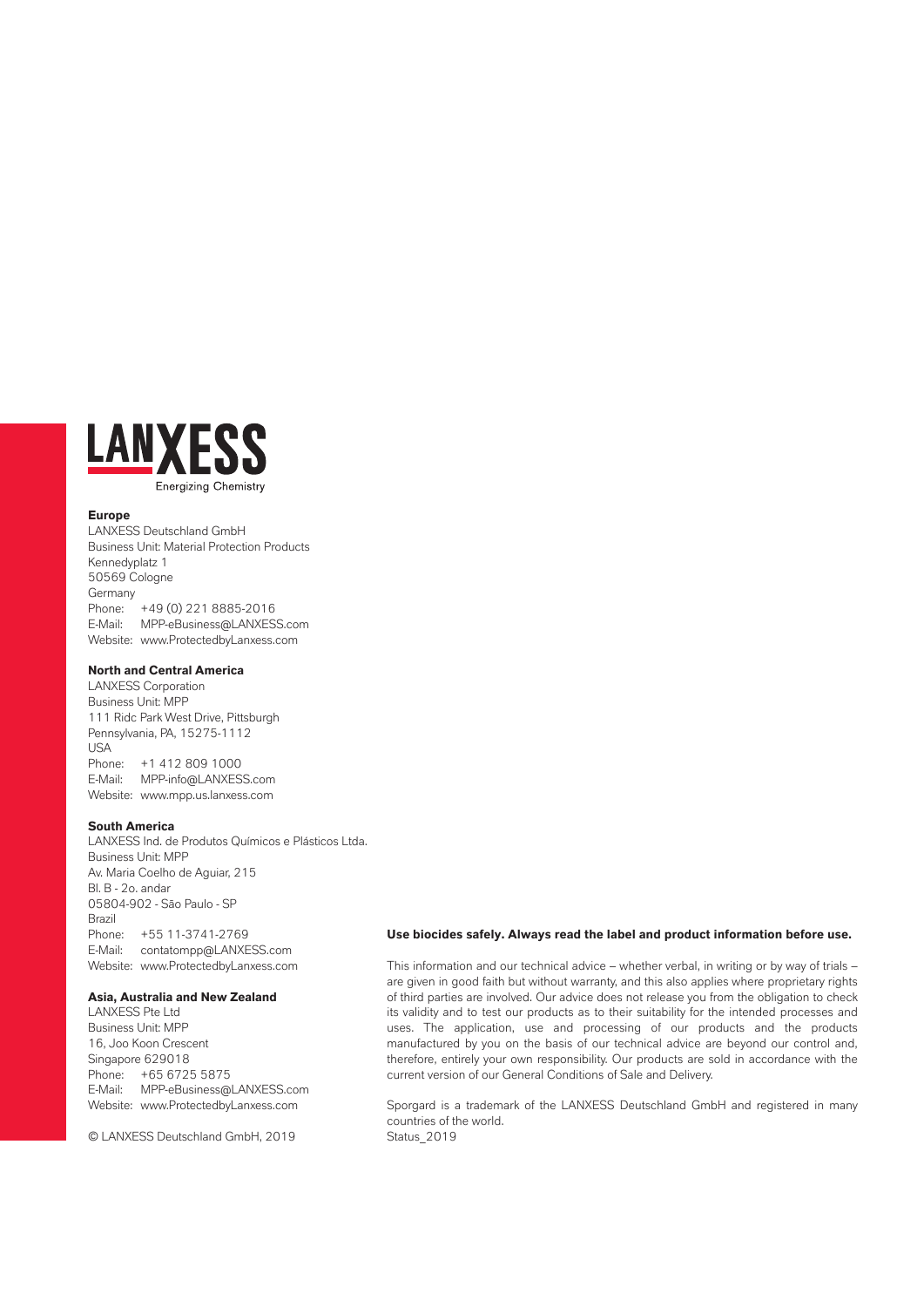LANXESS

Energizing Chemistry

**Europe**

LANXESS Deutschland GmbH
Business Unit: Material Protection Products
Kennedyplatz 1
50569 Cologne
Germany
Phone: +49 (0) 221 8885-2016
E-Mail: MPP-eBusiness@LANXESS.com
Website: www.ProtectedbyLanxess.com

**North and Central America**

LANXESS Corporation
Business Unit: MPP
111 Ridc Park West Drive, Pittsburgh
Pennsylvania, PA, 15275-1112
USA
Phone: +1 412 809 1000
E-Mail: MPP-info@LANXESS.com
Website: www.mpp.us.lanxess.com

**South America**

LANXESS Ind. de Produtos Químicos e Plásticos Ltda.
Business Unit: MPP
Av. Maria Coelho de Aguiar, 215
Bl. B - 2o. andar
05804-902 - São Paulo - SP
Brazil
Phone: +55 11-3741-2769
E-Mail: contatompp@LANXESS.com
Website: www.ProtectedbyLanxess.com

**Asia, Australia and New Zealand**

LANXESS Pte Ltd
Business Unit: MPP
16, Joo Koon Crescent
Singapore 629018
Phone: +65 6725 5875
E-Mail: MPP-eBusiness@LANXESS.com
Website: www.ProtectedbyLanxess.com

© LANXESS Deutschland GmbH, 2019

**Use biocides safely. Always read the label and product information before use.**

This information and our technical advice – whether verbal, in writing or by way of trials – are given in good faith but without warranty, and this also applies where proprietary rights of third parties are involved. Our advice does not release you from the obligation to check its validity and to test our products as to their suitability for the intended processes and uses. The application, use and processing of our products and the products manufactured by you on the basis of our technical advice are beyond our control and, therefore, entirely your own responsibility. Our products are sold in accordance with the current version of our General Conditions of Sale and Delivery.

Sporgard is a trademark of the LANXESS Deutschland GmbH and registered in many countries of the world.
Status_2019